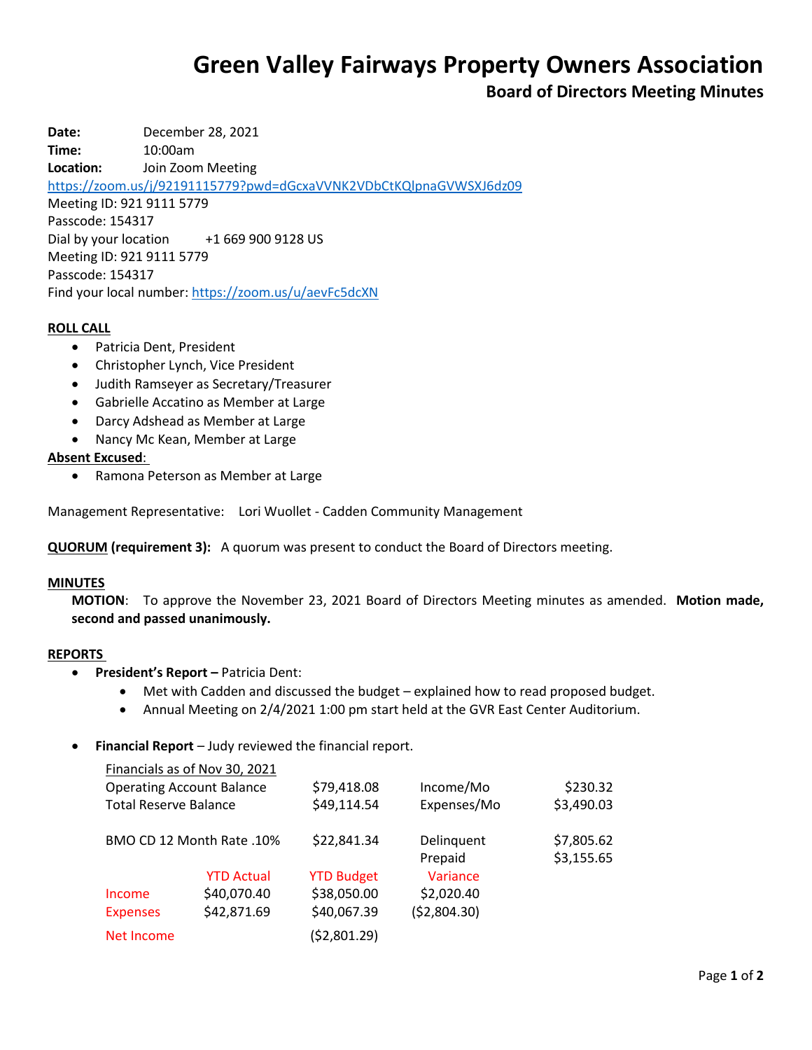# Green Valley Fairways Property Owners Association

## Board of Directors Meeting Minutes

**Date:** December 28, 2021
**Time:** 10:00am
**Location:** Join Zoom Meeting
https://zoom.us/j/92191115779?pwd=dGcxaVVNK2VDbCtKQlpnaGVWSXJ6dz09
Meeting ID: 921 9111 5779
Passcode: 154317
Dial by your location +1 669 900 9128 US
Meeting ID: 921 9111 5779
Passcode: 154317
Find your local number: https://zoom.us/u/aevFc5dcXN

**ROLL CALL**

- Patricia Dent, President
- Christopher Lynch, Vice President
- Judith Ramseyer as Secretary/Treasurer
- Gabrielle Accatino as Member at Large
- Darcy Adshead as Member at Large
- Nancy Mc Kean, Member at Large

**Absent Excused**:

- Ramona Peterson as Member at Large

Management Representative: Lori Wuollet - Cadden Community Management

**QUORUM (requirement 3):** A quorum was present to conduct the Board of Directors meeting.

**MINUTES**

**MOTION**: To approve the November 23, 2021 Board of Directors Meeting minutes as amended. **Motion made, second and passed unanimously.**

**REPORTS**

- **President's Report –** Patricia Dent:
  - Met with Cadden and discussed the budget – explained how to read proposed budget.
  - Annual Meeting on 2/4/2021 1:00 pm start held at the GVR East Center Auditorium.

- **Financial Report** – Judy reviewed the financial report.

Financials as of Nov 30, 2021

| | | | |
|---|---|---|---|
| Operating Account Balance | $79,418.08 | Income/Mo | $230.32 |
| Total Reserve Balance | $49,114.54 | Expenses/Mo | $3,490.03 |
| BMO CD 12 Month Rate .10% | $22,841.34 | Delinquent | $7,805.62 |
| | | Prepaid | $3,155.65 |

| | YTD Actual | YTD Budget | Variance |
|---|---|---|---|
| Income | $40,070.40 | $38,050.00 | $2,020.40 |
| Expenses | $42,871.69 | $40,067.39 | ($2,804.30) |
| Net Income | | ($2,801.29) | |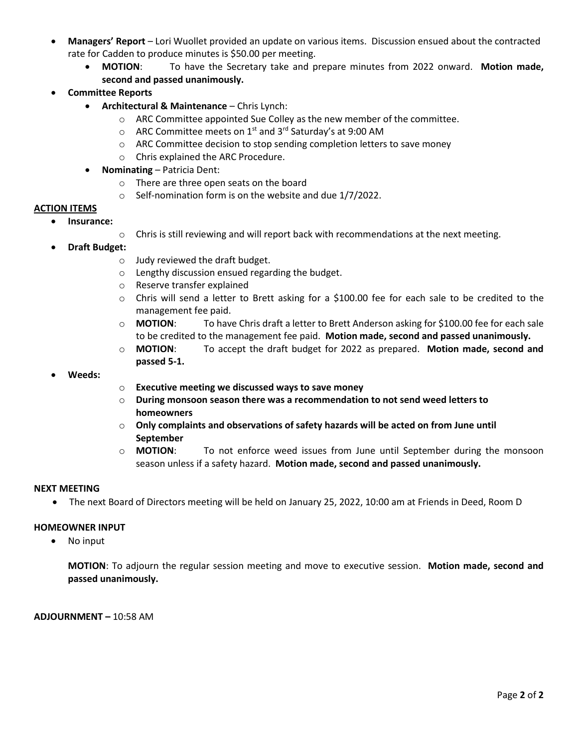- **Managers' Report** – Lori Wuollet provided an update on various items. Discussion ensued about the contracted rate for Cadden to produce minutes is $50.00 per meeting.
    - **MOTION**: To have the Secretary take and prepare minutes from 2022 onward. **Motion made, second and passed unanimously.**
- **Committee Reports**
    - **Architectural & Maintenance** – Chris Lynch:
        - ARC Committee appointed Sue Colley as the new member of the committee.
        - ARC Committee meets on 1st and 3rd Saturday's at 9:00 AM
        - ARC Committee decision to stop sending completion letters to save money
        - Chris explained the ARC Procedure.
    - **Nominating** – Patricia Dent:
        - There are three open seats on the board
        - Self-nomination form is on the website and due 1/7/2022.

**ACTION ITEMS**

- **Insurance:**
    - Chris is still reviewing and will report back with recommendations at the next meeting.
- **Draft Budget:**
    - Judy reviewed the draft budget.
    - Lengthy discussion ensued regarding the budget.
    - Reserve transfer explained
    - Chris will send a letter to Brett asking for a $100.00 fee for each sale to be credited to the management fee paid.
    - **MOTION**: To have Chris draft a letter to Brett Anderson asking for $100.00 fee for each sale to be credited to the management fee paid. **Motion made, second and passed unanimously.**
    - **MOTION**: To accept the draft budget for 2022 as prepared. **Motion made, second and passed 5-1.**
- **Weeds:**
    - **Executive meeting we discussed ways to save money**
    - **During monsoon season there was a recommendation to not send weed letters to homeowners**
    - **Only complaints and observations of safety hazards will be acted on from June until September**
    - **MOTION**: To not enforce weed issues from June until September during the monsoon season unless if a safety hazard. **Motion made, second and passed unanimously.**

**NEXT MEETING**

- The next Board of Directors meeting will be held on January 25, 2022, 10:00 am at Friends in Deed, Room D

**HOMEOWNER INPUT**

- No input

**MOTION**: To adjourn the regular session meeting and move to executive session. **Motion made, second and passed unanimously.**

**ADJOURNMENT –** 10:58 AM